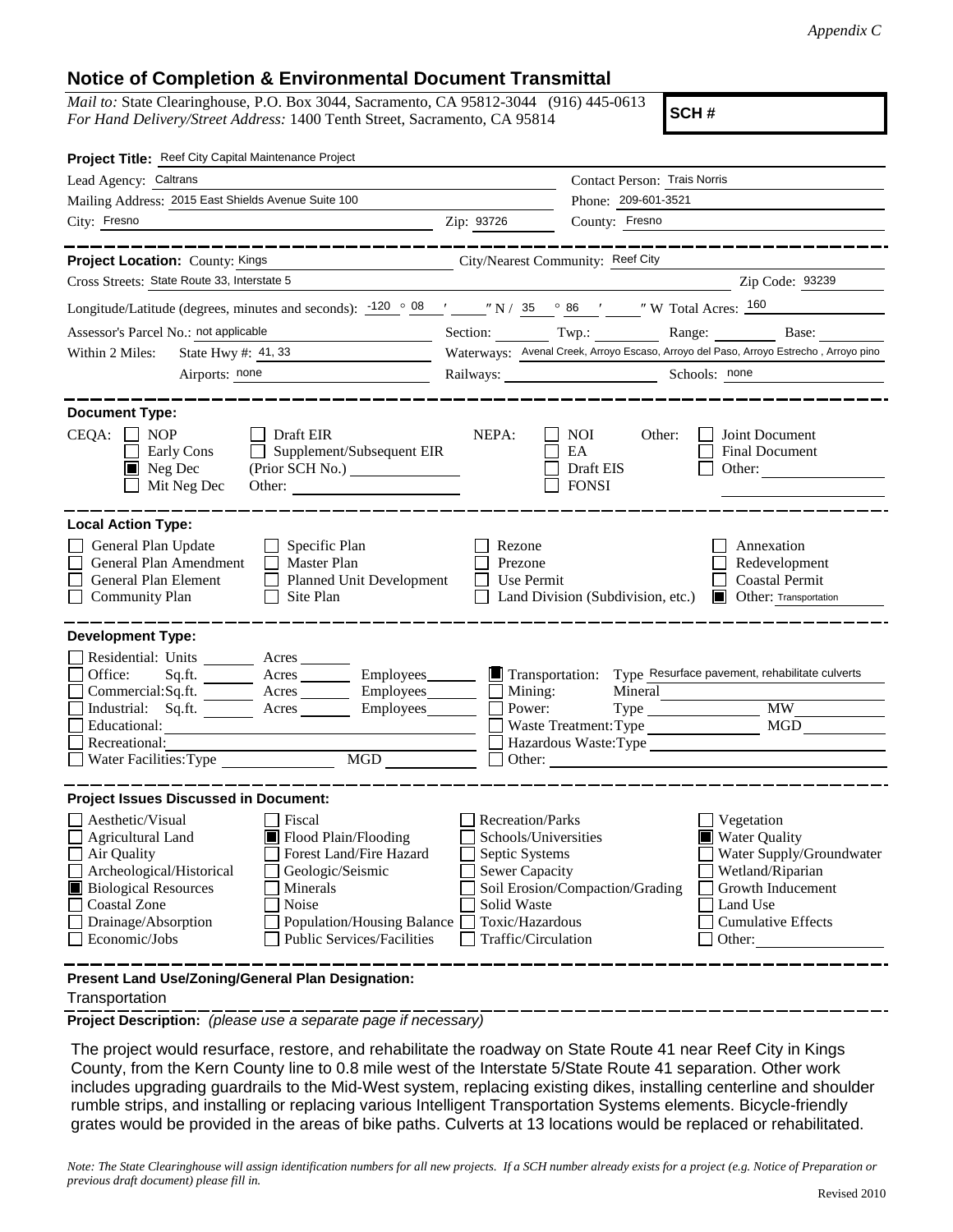*Appendix C*

## Notice of Completion & Environmental Document Transmittal

*Mail to:* State Clearinghouse, P.O. Box 3044, Sacramento, CA 95812-3044 (916) 445-0613
*For Hand Delivery/Street Address:* 1400 Tenth Street, Sacramento, CA 95814

**SCH #**

**Project Title:** Reef City Capital Maintenance Project

Lead Agency: Caltrans
Contact Person: Trais Norris

Mailing Address: 2015 East Shields Avenue Suite 100
Phone: 209-601-3521

City: Fresno
Zip: 93726
County: Fresno

---

**Project Location:** County: Kings
City/Nearest Community: Reef City

Cross Streets: State Route 33, Interstate 5
Zip Code: 93239

Longitude/Latitude (degrees, minutes and seconds): -120 ° 08 ′ ″ N / 35 ° 86 ′ ″ W Total Acres: 160

Assessor's Parcel No.: not applicable
Section: Twp.: Range: Base:

Within 2 Miles: State Hwy #: 41, 33
Waterways: Avenal Creek, Arroyo Escaso, Arroyo del Paso, Arroyo Estrecho , Arroyo pino

Airports: none
Railways:
Schools: none

---

**Document Type:**

CEQA:
- ☐ NOP
- ☐ Early Cons
- ☒ Neg Dec
- ☐ Mit Neg Dec
- ☐ Draft EIR
- ☐ Supplement/Subsequent EIR (Prior SCH No.)
- Other:

NEPA:
- ☐ NOI
- ☐ EA
- ☐ Draft EIS
- ☐ FONSI

Other:
- ☐ Joint Document
- ☐ Final Document
- ☐ Other:

---

**Local Action Type:**

- ☐ General Plan Update
- ☐ General Plan Amendment
- ☐ General Plan Element
- ☐ Community Plan
- ☐ Specific Plan
- ☐ Master Plan
- ☐ Planned Unit Development
- ☐ Site Plan
- ☐ Rezone
- ☐ Prezone
- ☐ Use Permit
- ☐ Land Division (Subdivision, etc.)
- ☐ Annexation
- ☐ Redevelopment
- ☐ Coastal Permit
- ☒ Other: Transportation

---

**Development Type:**

- ☐ Residential: Units ____ Acres ____
- ☐ Office: Sq.ft. ____ Acres ____ Employees ____
- ☐ Commercial: Sq.ft. ____ Acres ____ Employees ____
- ☐ Industrial: Sq.ft. ____ Acres ____ Employees ____
- ☐ Educational:
- ☐ Recreational:
- ☐ Water Facilities: Type ____ MGD ____
- ☒ Transportation: Type Resurface pavement, rehabilitate culverts
- ☐ Mining: Mineral
- ☐ Power: Type ____ MW
- ☐ Waste Treatment: Type ____ MGD
- ☐ Hazardous Waste: Type
- ☐ Other:

---

**Project Issues Discussed in Document:**

- ☐ Aesthetic/Visual
- ☐ Agricultural Land
- ☐ Air Quality
- ☐ Archeological/Historical
- ☒ Biological Resources
- ☐ Coastal Zone
- ☐ Drainage/Absorption
- ☐ Economic/Jobs
- ☐ Fiscal
- ☒ Flood Plain/Flooding
- ☐ Forest Land/Fire Hazard
- ☐ Geologic/Seismic
- ☐ Minerals
- ☐ Noise
- ☐ Population/Housing Balance
- ☐ Public Services/Facilities
- ☐ Recreation/Parks
- ☐ Schools/Universities
- ☐ Septic Systems
- ☐ Sewer Capacity
- ☐ Soil Erosion/Compaction/Grading
- ☐ Solid Waste
- ☐ Toxic/Hazardous
- ☐ Traffic/Circulation
- ☐ Vegetation
- ☒ Water Quality
- ☐ Water Supply/Groundwater
- ☐ Wetland/Riparian
- ☐ Growth Inducement
- ☐ Land Use
- ☐ Cumulative Effects
- ☐ Other:

---

**Present Land Use/Zoning/General Plan Designation:**

Transportation

**Project Description:** *(please use a separate page if necessary)*

The project would resurface, restore, and rehabilitate the roadway on State Route 41 near Reef City in Kings County, from the Kern County line to 0.8 mile west of the Interstate 5/State Route 41 separation. Other work includes upgrading guardrails to the Mid-West system, replacing existing dikes, installing centerline and shoulder rumble strips, and installing or replacing various Intelligent Transportation Systems elements. Bicycle-friendly grates would be provided in the areas of bike paths. Culverts at 13 locations would be replaced or rehabilitated.

*Note: The State Clearinghouse will assign identification numbers for all new projects. If a SCH number already exists for a project (e.g. Notice of Preparation or previous draft document) please fill in.*

Revised 2010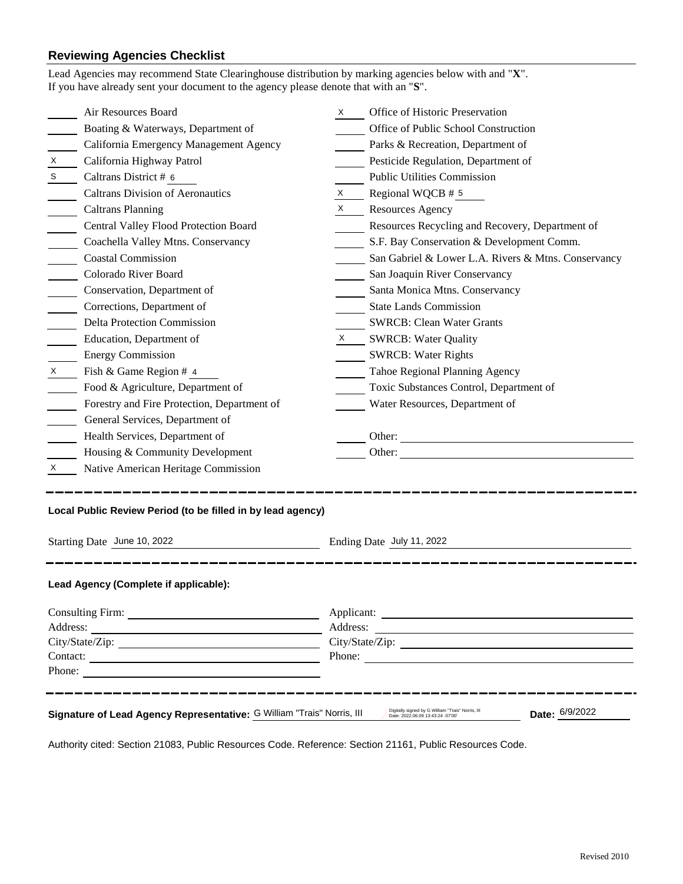## Reviewing Agencies Checklist

Lead Agencies may recommend State Clearinghouse distribution by marking agencies below with and "**X**".
If you have already sent your document to the agency please denote that with an "**S**".

| | | | |
|---|---|---|---|
| | Air Resources Board | X | Office of Historic Preservation |
| | Boating & Waterways, Department of | | Office of Public School Construction |
| | California Emergency Management Agency | | Parks & Recreation, Department of |
| X | California Highway Patrol | | Pesticide Regulation, Department of |
| S | Caltrans District # 6 | | Public Utilities Commission |
| | Caltrans Division of Aeronautics | X | Regional WQCB # 5 |
| | Caltrans Planning | X | Resources Agency |
| | Central Valley Flood Protection Board | | Resources Recycling and Recovery, Department of |
| | Coachella Valley Mtns. Conservancy | | S.F. Bay Conservation & Development Comm. |
| | Coastal Commission | | San Gabriel & Lower L.A. Rivers & Mtns. Conservancy |
| | Colorado River Board | | San Joaquin River Conservancy |
| | Conservation, Department of | | Santa Monica Mtns. Conservancy |
| | Corrections, Department of | | State Lands Commission |
| | Delta Protection Commission | | SWRCB: Clean Water Grants |
| | Education, Department of | X | SWRCB: Water Quality |
| | Energy Commission | | SWRCB: Water Rights |
| X | Fish & Game Region # 4 | | Tahoe Regional Planning Agency |
| | Food & Agriculture, Department of | | Toxic Substances Control, Department of |
| | Forestry and Fire Protection, Department of | | Water Resources, Department of |
| | General Services, Department of | | |
| | Health Services, Department of | | Other: |
| | Housing & Community Development | | Other: |
| X | Native American Heritage Commission | | |

---

### Local Public Review Period (to be filled in by lead agency)

Starting Date June 10, 2022 Ending Date July 11, 2022

---

### Lead Agency (Complete if applicable):

Consulting Firm:
Address:
City/State/Zip:
Contact:
Phone:

Applicant:
Address:
City/State/Zip:
Phone:

---

**Signature of Lead Agency Representative:** G William "Trais" Norris, III Digitally signed by G William "Trais" Norris, III Date: 2022.06.09 13:43:24 -07'00' **Date:** 6/9/2022

Authority cited: Section 21083, Public Resources Code. Reference: Section 21161, Public Resources Code.

Revised 2010